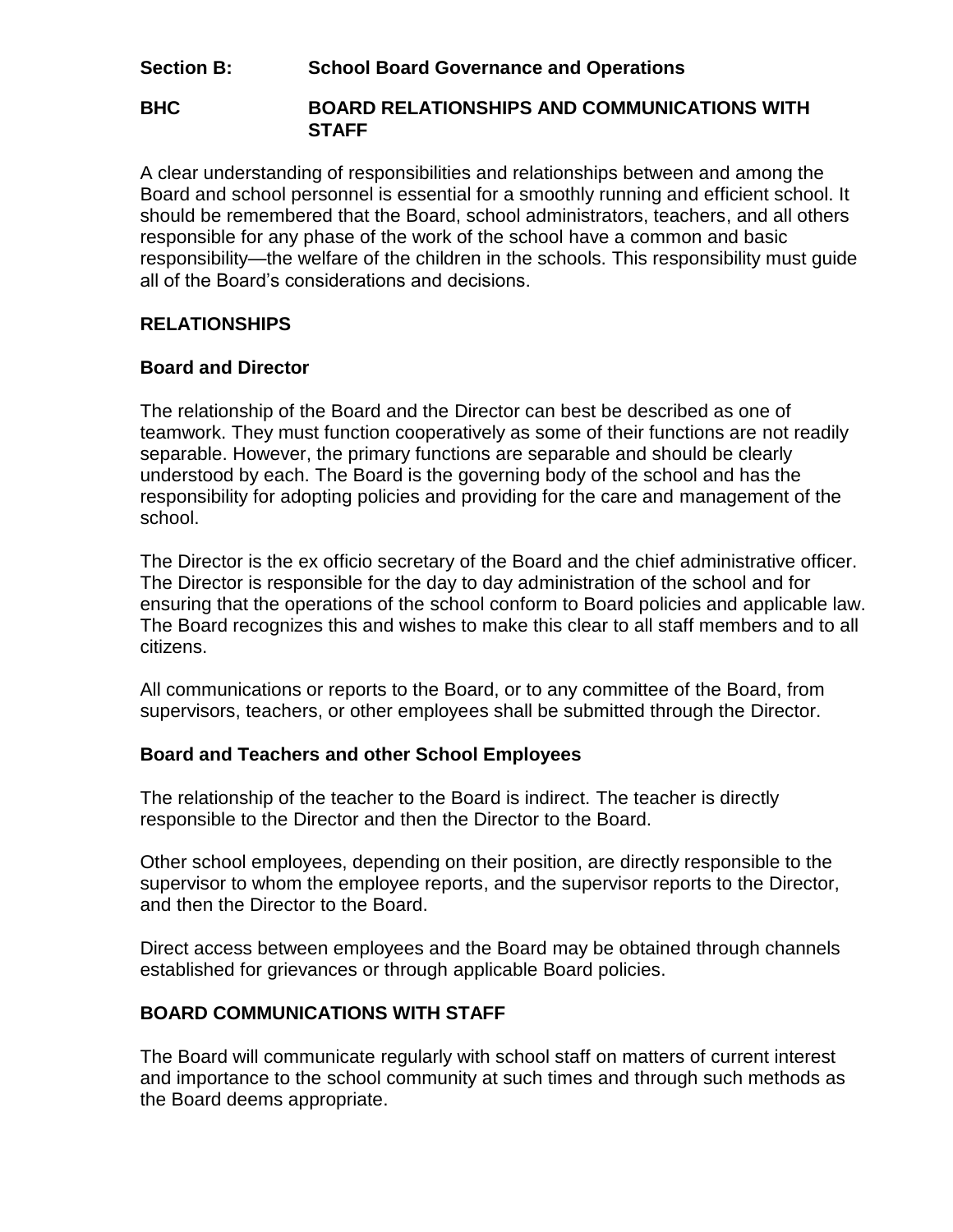**Section B: School Board Governance and Operations**

**BHC BOARD RELATIONSHIPS AND COMMUNICATIONS WITH STAFF**

A clear understanding of responsibilities and relationships between and among the Board and school personnel is essential for a smoothly running and efficient school. It should be remembered that the Board, school administrators, teachers, and all others responsible for any phase of the work of the school have a common and basic responsibility—the welfare of the children in the schools. This responsibility must guide all of the Board's considerations and decisions.

## RELATIONSHIPS

### Board and Director

The relationship of the Board and the Director can best be described as one of teamwork. They must function cooperatively as some of their functions are not readily separable. However, the primary functions are separable and should be clearly understood by each. The Board is the governing body of the school and has the responsibility for adopting policies and providing for the care and management of the school.

The Director is the ex officio secretary of the Board and the chief administrative officer. The Director is responsible for the day to day administration of the school and for ensuring that the operations of the school conform to Board policies and applicable law. The Board recognizes this and wishes to make this clear to all staff members and to all citizens.

All communications or reports to the Board, or to any committee of the Board, from supervisors, teachers, or other employees shall be submitted through the Director.

### Board and Teachers and other School Employees

The relationship of the teacher to the Board is indirect. The teacher is directly responsible to the Director and then the Director to the Board.

Other school employees, depending on their position, are directly responsible to the supervisor to whom the employee reports, and the supervisor reports to the Director, and then the Director to the Board.

Direct access between employees and the Board may be obtained through channels established for grievances or through applicable Board policies.

## BOARD COMMUNICATIONS WITH STAFF

The Board will communicate regularly with school staff on matters of current interest and importance to the school community at such times and through such methods as the Board deems appropriate.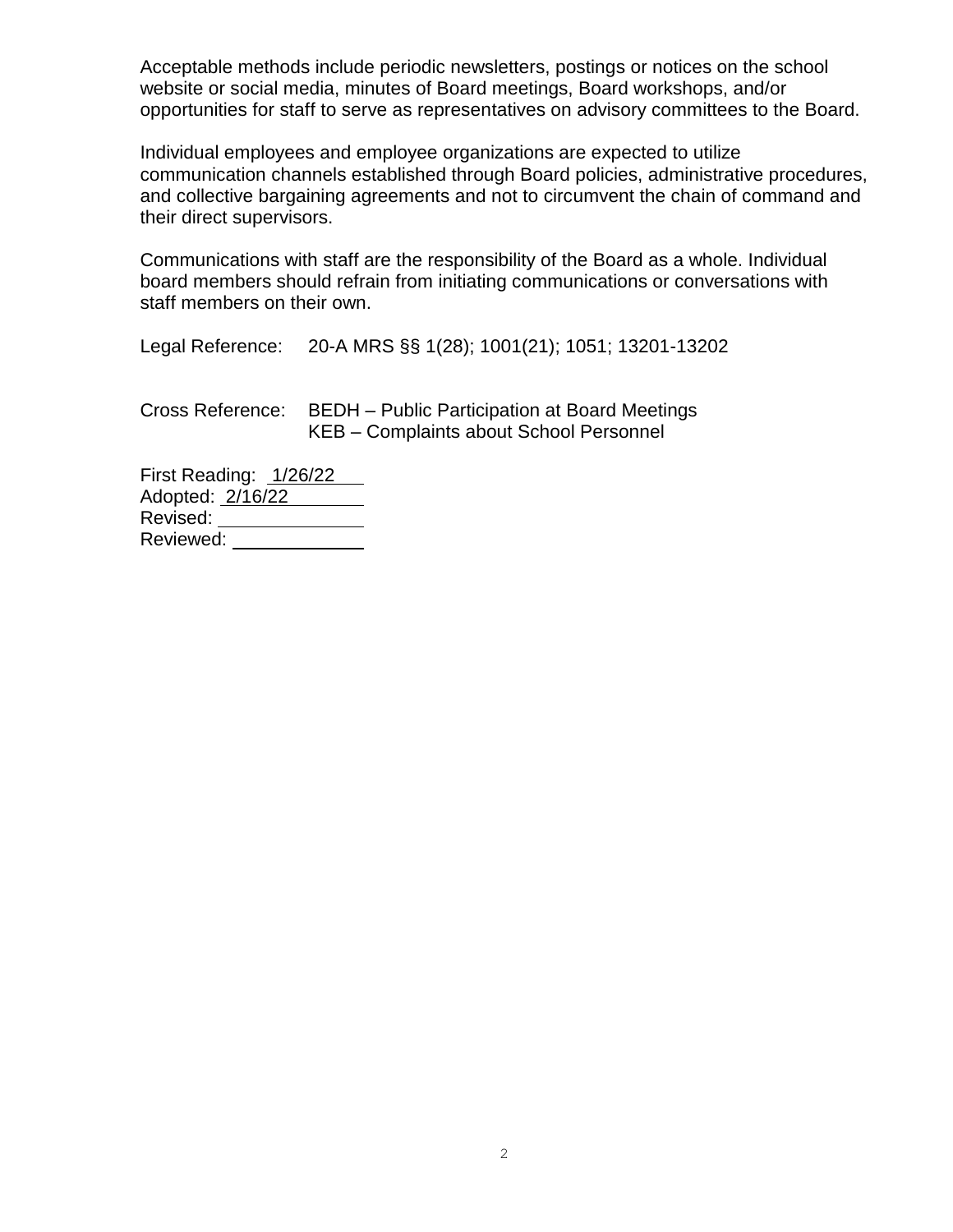Acceptable methods include periodic newsletters, postings or notices on the school website or social media, minutes of Board meetings, Board workshops, and/or opportunities for staff to serve as representatives on advisory committees to the Board.

Individual employees and employee organizations are expected to utilize communication channels established through Board policies, administrative procedures, and collective bargaining agreements and not to circumvent the chain of command and their direct supervisors.

Communications with staff are the responsibility of the Board as a whole. Individual board members should refrain from initiating communications or conversations with staff members on their own.

Legal Reference: 20-A MRS §§ 1(28); 1001(21); 1051; 13201-13202

Cross Reference: BEDH – Public Participation at Board Meetings
KEB – Complaints about School Personnel

First Reading: 1/26/22
Adopted: 2/16/22
Revised:
Reviewed: